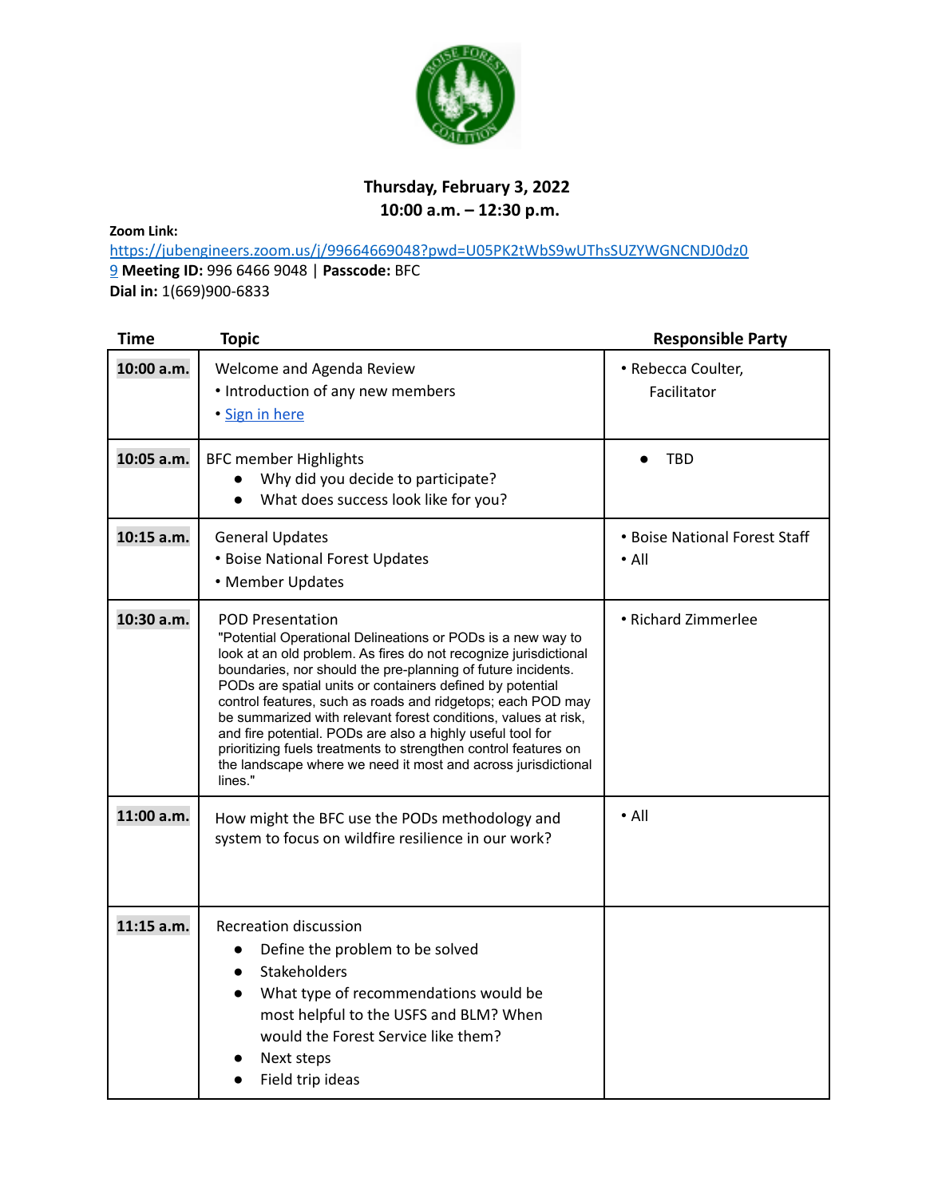**Thursday, February 3, 2022**
**10:00 a.m. – 12:30 p.m.**

**Zoom Link:**
https://jubengineers.zoom.us/j/99664669048?pwd=U05PK2tWbS9wUThsSUZYWGNCNDJ0dz09 **Meeting ID:** 996 6466 9048 | **Passcode:** BFC
**Dial in:** 1(669)900-6833

| Time | Topic | Responsible Party |
|---|---|---|
| **10:00 a.m.** | Welcome and Agenda Review<br>• Introduction of any new members<br>• Sign in here | • Rebecca Coulter, Facilitator |
| **10:05 a.m.** | BFC member Highlights<br>● Why did you decide to participate?<br>● What does success look like for you? | ● TBD |
| **10:15 a.m.** | General Updates<br>• Boise National Forest Updates<br>• Member Updates | • Boise National Forest Staff<br>• All |
| **10:30 a.m.** | POD Presentation<br>"Potential Operational Delineations or PODs is a new way to look at an old problem. As fires do not recognize jurisdictional boundaries, nor should the pre-planning of future incidents. PODs are spatial units or containers defined by potential control features, such as roads and ridgetops; each POD may be summarized with relevant forest conditions, values at risk, and fire potential. PODs are also a highly useful tool for prioritizing fuels treatments to strengthen control features on the landscape where we need it most and across jurisdictional lines." | • Richard Zimmerlee |
| **11:00 a.m.** | How might the BFC use the PODs methodology and system to focus on wildfire resilience in our work? | • All |
| **11:15 a.m.** | Recreation discussion<br>● Define the problem to be solved<br>● Stakeholders<br>● What type of recommendations would be most helpful to the USFS and BLM? When would the Forest Service like them?<br>● Next steps<br>● Field trip ideas | |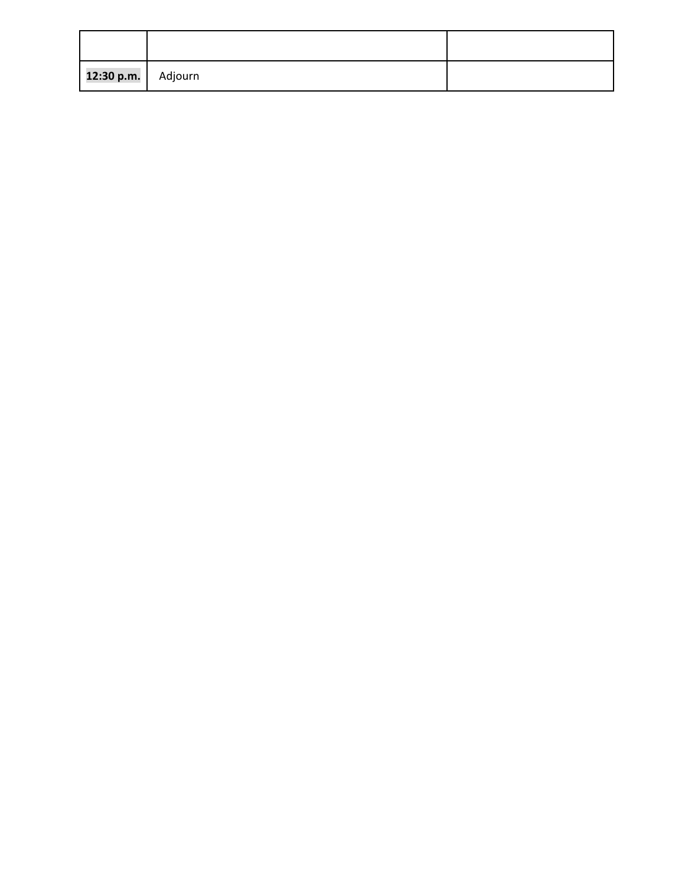| | | |
|---|---|---|
| **12:30 p.m.** | Adjourn | |